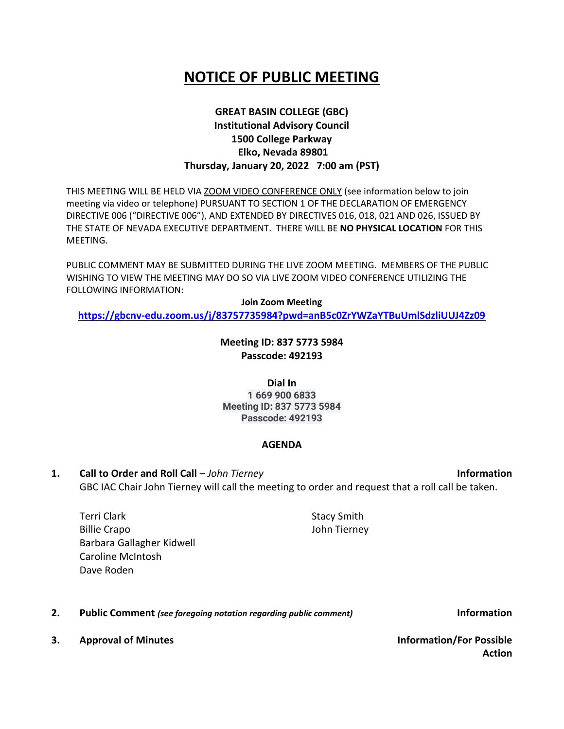# NOTICE OF PUBLIC MEETING

**GREAT BASIN COLLEGE (GBC)**
**Institutional Advisory Council**
**1500 College Parkway**
**Elko, Nevada 89801**
**Thursday, January 20, 2022 7:00 am (PST)**

THIS MEETING WILL BE HELD VIA ZOOM VIDEO CONFERENCE ONLY (see information below to join meeting via video or telephone) PURSUANT TO SECTION 1 OF THE DECLARATION OF EMERGENCY DIRECTIVE 006 ("DIRECTIVE 006"), AND EXTENDED BY DIRECTIVES 016, 018, 021 AND 026, ISSUED BY THE STATE OF NEVADA EXECUTIVE DEPARTMENT. THERE WILL BE **NO PHYSICAL LOCATION** FOR THIS MEETING.

PUBLIC COMMENT MAY BE SUBMITTED DURING THE LIVE ZOOM MEETING. MEMBERS OF THE PUBLIC WISHING TO VIEW THE MEETING MAY DO SO VIA LIVE ZOOM VIDEO CONFERENCE UTILIZING THE FOLLOWING INFORMATION:

**Join Zoom Meeting**
**https://gbcnv-edu.zoom.us/j/83757735984?pwd=anB5c0ZrYWZaYTBuUmlSdzliUUJ4Zz09**

**Meeting ID: 837 5773 5984**
**Passcode: 492193**

**Dial In**
**1 669 900 6833**
**Meeting ID: 837 5773 5984**
**Passcode: 492193**

## AGENDA

**1. Call to Order and Roll Call** – *John Tierney* **Information**

GBC IAC Chair John Tierney will call the meeting to order and request that a roll call be taken.

Terri Clark
Billie Crapo
Barbara Gallagher Kidwell
Caroline McIntosh
Dave Roden
Stacy Smith
John Tierney

**2. Public Comment** ***(see foregoing notation regarding public comment)*** **Information**

**3. Approval of Minutes** **Information/For Possible Action**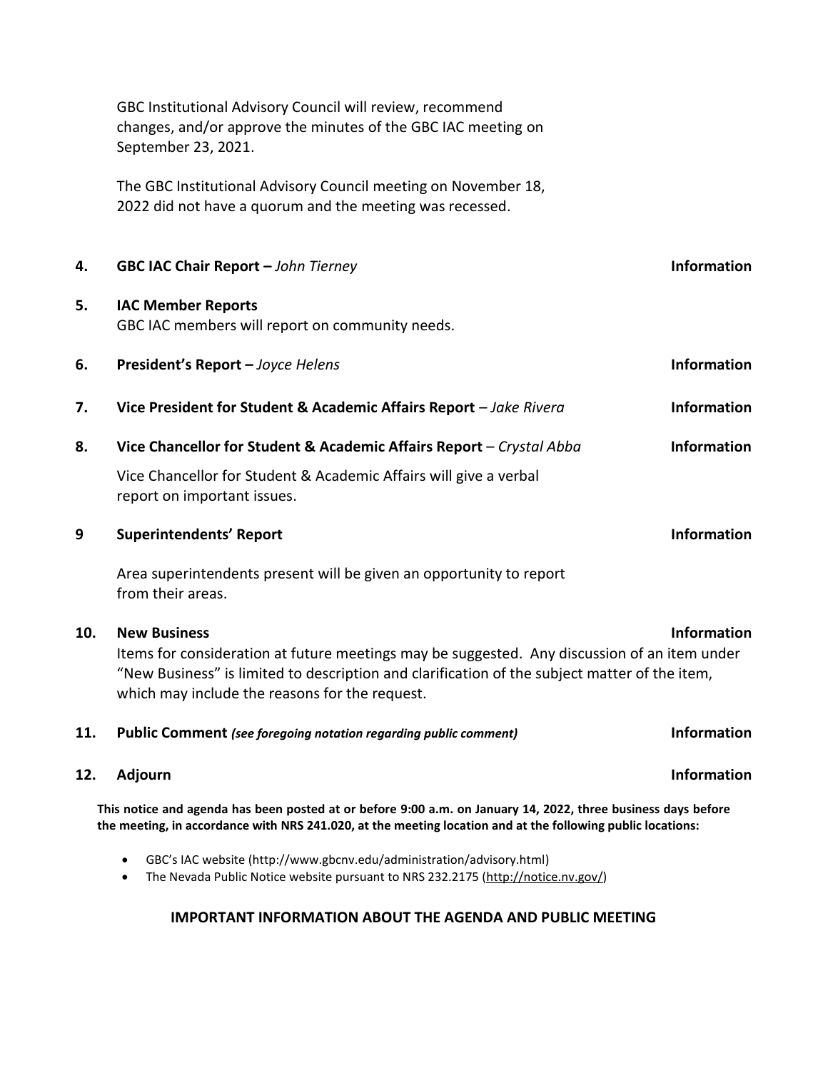GBC Institutional Advisory Council will review, recommend changes, and/or approve the minutes of the GBC IAC meeting on September 23, 2021.

The GBC Institutional Advisory Council meeting on November 18, 2022 did not have a quorum and the meeting was recessed.

**4. GBC IAC Chair Report –** *John Tierney* **Information**

**5. IAC Member Reports**

GBC IAC members will report on community needs.

**6. President's Report –** *Joyce Helens* **Information**

**7. Vice President for Student & Academic Affairs Report** – *Jake Rivera* **Information**

**8. Vice Chancellor for Student & Academic Affairs Report** – *Crystal Abba* **Information**

Vice Chancellor for Student & Academic Affairs will give a verbal report on important issues.

**9 Superintendents' Report** **Information**

Area superintendents present will be given an opportunity to report from their areas.

**10. New Business** **Information**

Items for consideration at future meetings may be suggested. Any discussion of an item under "New Business" is limited to description and clarification of the subject matter of the item, which may include the reasons for the request.

**11. Public Comment** ***(see foregoing notation regarding public comment)*** **Information**

**12. Adjourn** **Information**

**This notice and agenda has been posted at or before 9:00 a.m. on January 14, 2022, three business days before the meeting, in accordance with NRS 241.020, at the meeting location and at the following public locations:**

- GBC's IAC website (http://www.gbcnv.edu/administration/advisory.html)
- The Nevada Public Notice website pursuant to NRS 232.2175 (http://notice.nv.gov/)

**IMPORTANT INFORMATION ABOUT THE AGENDA AND PUBLIC MEETING**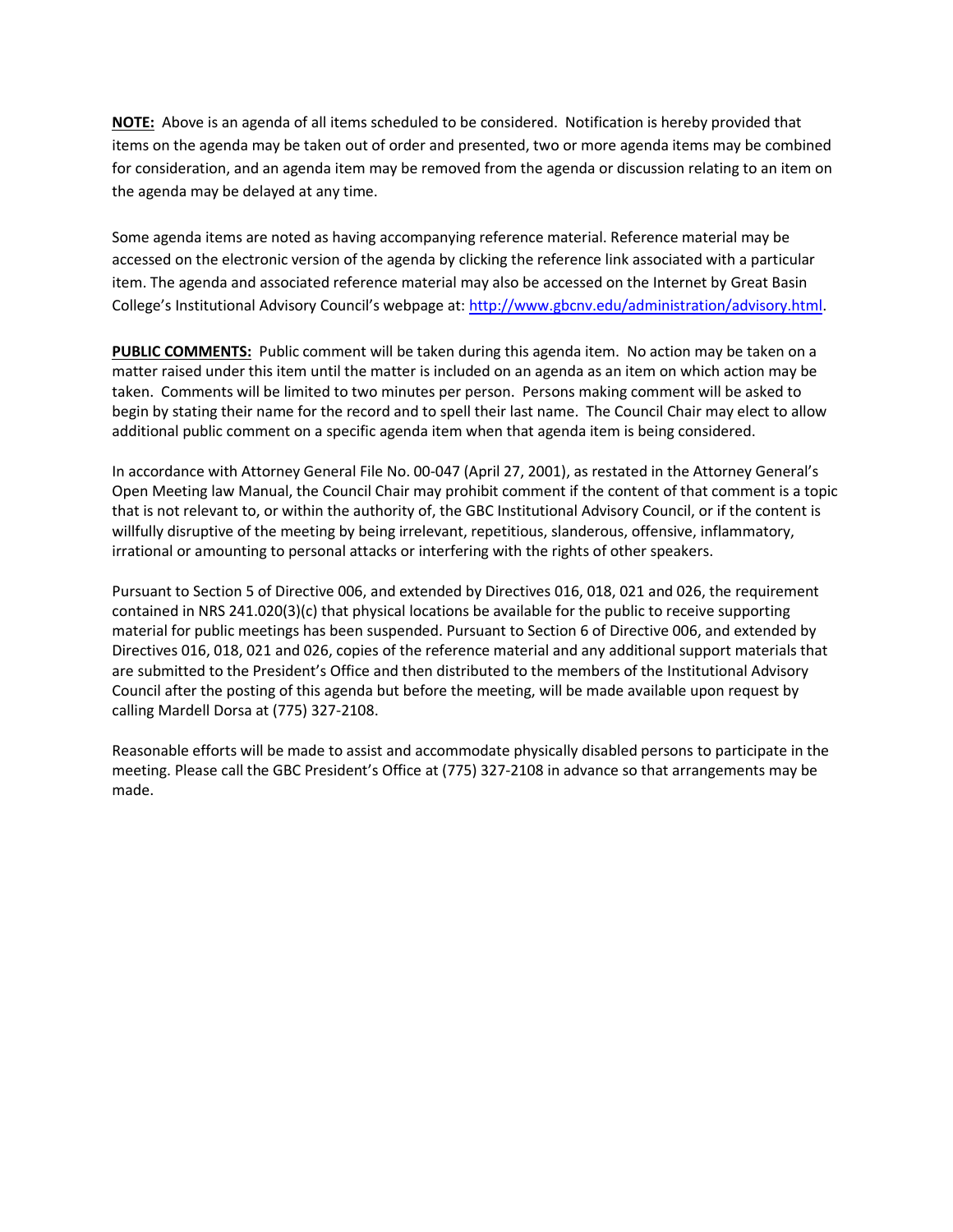**NOTE:** Above is an agenda of all items scheduled to be considered. Notification is hereby provided that items on the agenda may be taken out of order and presented, two or more agenda items may be combined for consideration, and an agenda item may be removed from the agenda or discussion relating to an item on the agenda may be delayed at any time.

Some agenda items are noted as having accompanying reference material. Reference material may be accessed on the electronic version of the agenda by clicking the reference link associated with a particular item. The agenda and associated reference material may also be accessed on the Internet by Great Basin College's Institutional Advisory Council's webpage at: http://www.gbcnv.edu/administration/advisory.html.

**PUBLIC COMMENTS:** Public comment will be taken during this agenda item. No action may be taken on a matter raised under this item until the matter is included on an agenda as an item on which action may be taken. Comments will be limited to two minutes per person. Persons making comment will be asked to begin by stating their name for the record and to spell their last name. The Council Chair may elect to allow additional public comment on a specific agenda item when that agenda item is being considered.

In accordance with Attorney General File No. 00-047 (April 27, 2001), as restated in the Attorney General's Open Meeting law Manual, the Council Chair may prohibit comment if the content of that comment is a topic that is not relevant to, or within the authority of, the GBC Institutional Advisory Council, or if the content is willfully disruptive of the meeting by being irrelevant, repetitious, slanderous, offensive, inflammatory, irrational or amounting to personal attacks or interfering with the rights of other speakers.

Pursuant to Section 5 of Directive 006, and extended by Directives 016, 018, 021 and 026, the requirement contained in NRS 241.020(3)(c) that physical locations be available for the public to receive supporting material for public meetings has been suspended. Pursuant to Section 6 of Directive 006, and extended by Directives 016, 018, copies of the reference material and any additional support materials that are submitted to the President's Office and then distributed to the members of the Institutional Advisory Council after the posting of this agenda but before the meeting, will be made available upon request by calling Mardell Dorsa at (775) 327-2108.

Reasonable efforts will be made to assist and accommodate physically disabled persons to participate in the meeting. Please call the GBC President's Office at (775) 327-2108 in advance so that arrangements may be made.